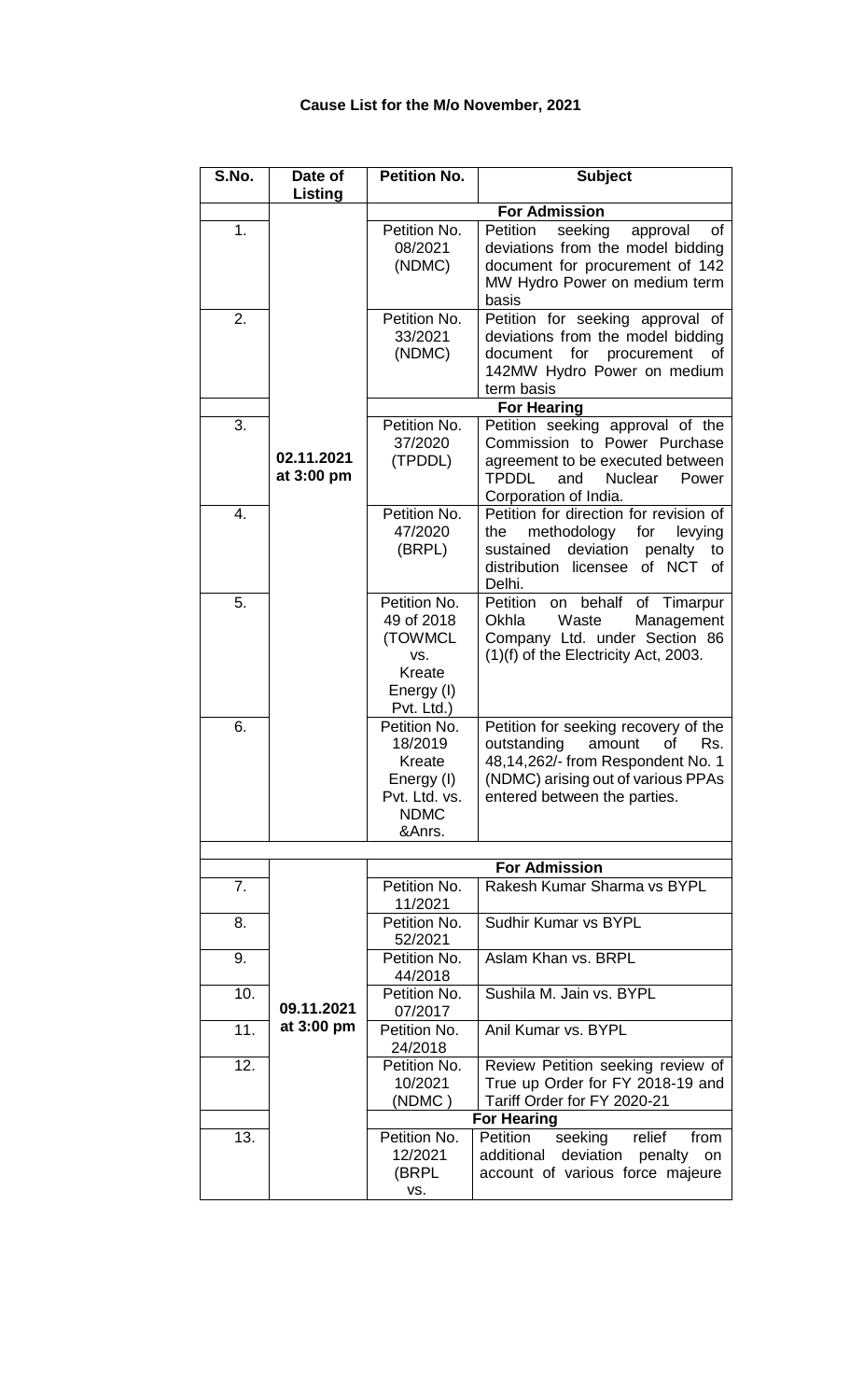### Cause List for the M/o November, 2021

| S.No. | Date of Listing | Petition No. | Subject |
|---|---|---|---|
| | | **For Admission** | |
| 1. | 02.11.2021 at 3:00 pm | Petition No. 08/2021 (NDMC) | Petition seeking approval of deviations from the model bidding document for procurement of 142 MW Hydro Power on medium term basis |
| 2. | | Petition No. 33/2021 (NDMC) | Petition for seeking approval of deviations from the model bidding document for procurement of 142MW Hydro Power on medium term basis |
| | | **For Hearing** | |
| 3. | | Petition No. 37/2020 (TPDDL) | Petition seeking approval of the Commission to Power Purchase agreement to be executed between TPDDL and Nuclear Power Corporation of India. |
| 4. | | Petition No. 47/2020 (BRPL) | Petition for direction for revision of the methodology for levying sustained deviation penalty to distribution licensee of NCT of Delhi. |
| 5. | | Petition No. 49 of 2018 (TOWMCL vs. Kreate Energy (I) Pvt. Ltd.) | Petition on behalf of Timarpur Okhla Waste Management Company Ltd. under Section 86 (1)(f) of the Electricity Act, 2003. |
| 6. | | Petition No. 18/2019 Kreate Energy (I) Pvt. Ltd. vs. NDMC &Anrs. | Petition for seeking recovery of the outstanding amount of Rs. 48,14,262/- from Respondent No. 1 (NDMC) arising out of various PPAs entered between the parties. |
| | | | |
| | | **For Admission** | |
| 7. | 09.11.2021 at 3:00 pm | Petition No. 11/2021 | Rakesh Kumar Sharma vs BYPL |
| 8. | | Petition No. 52/2021 | Sudhir Kumar vs BYPL |
| 9. | | Petition No. 44/2018 | Aslam Khan vs. BRPL |
| 10. | | Petition No. 07/2017 | Sushila M. Jain vs. BYPL |
| 11. | | Petition No. 24/2018 | Anil Kumar vs. BYPL |
| 12. | | Petition No. 10/2021 (NDMC ) | Review Petition seeking review of True up Order for FY 2018-19 and Tariff Order for FY 2020-21 |
| | | **For Hearing** | |
| 13. | | Petition No. 12/2021 (BRPL vs. | Petition seeking relief from additional deviation penalty on account of various force majeure |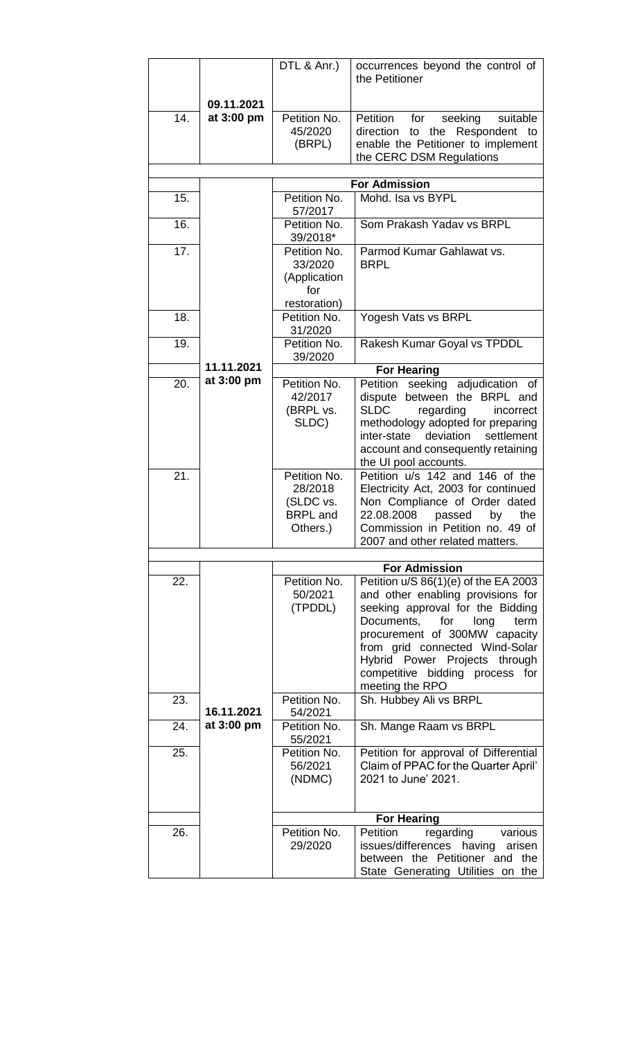| | | | |
|---|---|---|---|
| | | DTL & Anr.) | occurrences beyond the control of the Petitioner |
| 14. | 09.11.2021 at 3:00 pm | Petition No. 45/2020 (BRPL) | Petition for seeking suitable direction to the Respondent to enable the Petitioner to implement the CERC DSM Regulations |
| | | **For Admission** | |
| 15. | 11.11.2021 at 3:00 pm | Petition No. 57/2017 | Mohd. Isa vs BYPL |
| 16. | | Petition No. 39/2018* | Som Prakash Yadav vs BRPL |
| 17. | | Petition No. 33/2020 (Application for restoration) | Parmod Kumar Gahlawat vs. BRPL |
| 18. | | Petition No. 31/2020 | Yogesh Vats vs BRPL |
| 19. | | Petition No. 39/2020 | Rakesh Kumar Goyal vs TPDDL |
| | | **For Hearing** | |
| 20. | | Petition No. 42/2017 (BRPL vs. SLDC) | Petition seeking adjudication of dispute between the BRPL and SLDC regarding incorrect methodology adopted for preparing inter-state deviation settlement account and consequently retaining the UI pool accounts. |
| 21. | | Petition No. 28/2018 (SLDC vs. BRPL and Others.) | Petition u/s 142 and 146 of the Electricity Act, 2003 for continued Non Compliance of Order dated 22.08.2008 passed by the Commission in Petition no. 49 of 2007 and other related matters. |
| | | **For Admission** | |
| 22. | 16.11.2021 at 3:00 pm | Petition No. 50/2021 (TPDDL) | Petition u/S 86(1)(e) of the EA 2003 and other enabling provisions for seeking approval for the Bidding Documents, for long term procurement of 300MW capacity from grid connected Wind-Solar Hybrid Power Projects through competitive bidding process for meeting the RPO |
| 23. | | Petition No. 54/2021 | Sh. Hubbey Ali vs BRPL |
| 24. | | Petition No. 55/2021 | Sh. Mange Raam vs BRPL |
| 25. | | Petition No. 56/2021 (NDMC) | Petition for approval of Differential Claim of PPAC for the Quarter April' 2021 to June' 2021. |
| | | **For Hearing** | |
| 26. | | Petition No. 29/2020 | Petition regarding various issues/differences having arisen between the Petitioner and the State Generating Utilities on the |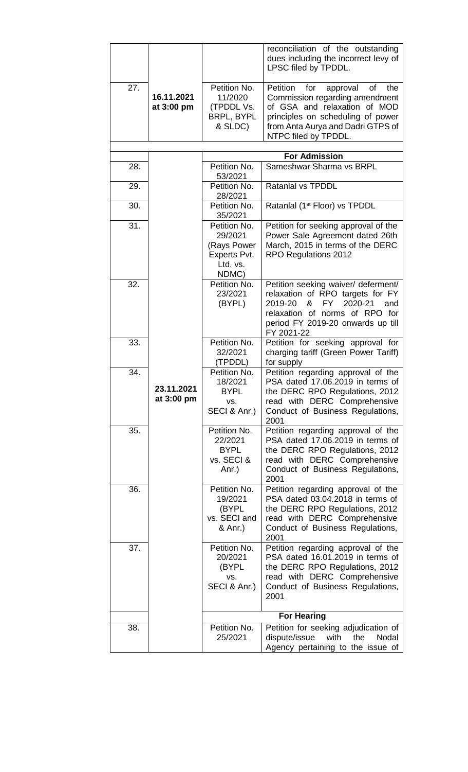| | | | |
|---|---|---|---|
| | | | reconciliation of the outstanding dues including the incorrect levy of LPSC filed by TPDDL. |
| 27. | 16.11.2021 at 3:00 pm | Petition No. 11/2020 (TPDDL Vs. BRPL, BYPL & SLDC) | Petition for approval of the Commission regarding amendment of GSA and relaxation of MOD principles on scheduling of power from Anta Aurya and Dadri GTPS of NTPC filed by TPDDL. |
| | | | |
| | | **For Admission** | |
| 28. | 23.11.2021 at 3:00 pm | Petition No. 53/2021 | Sameshwar Sharma vs BRPL |
| 29. | | Petition No. 28/2021 | Ratanlal vs TPDDL |
| 30. | | Petition No. 35/2021 | Ratanlal (1st Floor) vs TPDDL |
| 31. | | Petition No. 29/2021 (Rays Power Experts Pvt. Ltd. vs. NDMC) | Petition for seeking approval of the Power Sale Agreement dated 26th March, 2015 in terms of the DERC RPO Regulations 2012 |
| 32. | | Petition No. 23/2021 (BYPL) | Petition seeking waiver/ deferment/ relaxation of RPO targets for FY 2019-20 & FY 2020-21 and relaxation of norms of RPO for period FY 2019-20 onwards up till FY 2021-22 |
| 33. | | Petition No. 32/2021 (TPDDL) | Petition for seeking approval for charging tariff (Green Power Tariff) for supply |
| 34. | | Petition No. 18/2021 BYPL vs. SECI & Anr.) | Petition regarding approval of the PSA dated 17.06.2019 in terms of the DERC RPO Regulations, 2012 read with DERC Comprehensive Conduct of Business Regulations, 2001 |
| 35. | | Petition No. 22/2021 BYPL vs. SECI & Anr.) | Petition regarding approval of the PSA dated 17.06.2019 in terms of the DERC RPO Regulations, 2012 read with DERC Comprehensive Conduct of Business Regulations, 2001 |
| 36. | | Petition No. 19/2021 (BYPL vs. SECI and & Anr.) | Petition regarding approval of the PSA dated 03.04.2018 in terms of the DERC RPO Regulations, 2012 read with DERC Comprehensive Conduct of Business Regulations, 2001 |
| 37. | | Petition No. 20/2021 (BYPL vs. SECI & Anr.) | Petition regarding approval of the PSA dated 16.01.2019 in terms of the DERC RPO Regulations, 2012 read with DERC Comprehensive Conduct of Business Regulations, 2001 |
| | | **For Hearing** | |
| 38. | | Petition No. 25/2021 | Petition for seeking adjudication of dispute/issue with the Nodal Agency pertaining to the issue of |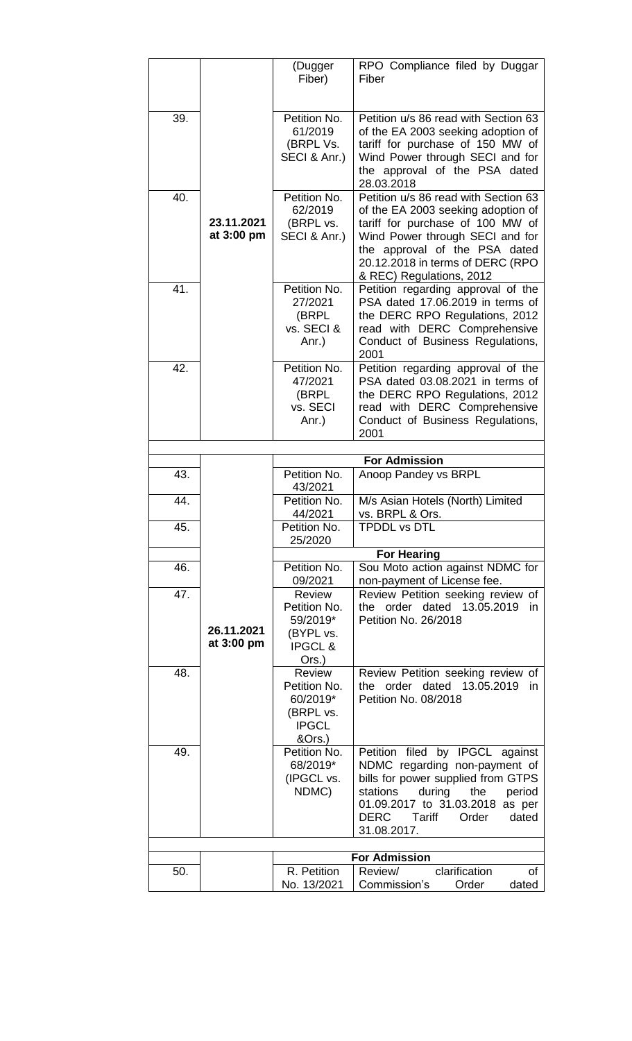| | | | |
|---|---|---|---|
| | | (Dugger Fiber) | RPO Compliance filed by Duggar Fiber |
| 39. | 23.11.2021 at 3:00 pm | Petition No. 61/2019 (BRPL Vs. SECI & Anr.) | Petition u/s 86 read with Section 63 of the EA 2003 seeking adoption of tariff for purchase of 150 MW of Wind Power through SECI and for the approval of the PSA dated 28.03.2018 |
| 40. | | Petition No. 62/2019 (BRPL vs. SECI & Anr.) | Petition u/s 86 read with Section 63 of the EA 2003 seeking adoption of tariff for purchase of 100 MW of Wind Power through SECI and for the approval of the PSA dated 20.12.2018 in terms of DERC (RPO & REC) Regulations, 2012 |
| 41. | | Petition No. 27/2021 (BRPL vs. SECI & Anr.) | Petition regarding approval of the PSA dated 17.06.2019 in terms of the DERC RPO Regulations, 2012 read with DERC Comprehensive Conduct of Business Regulations, 2001 |
| 42. | | Petition No. 47/2021 (BRPL vs. SECI Anr.) | Petition regarding approval of the PSA dated 03.08.2021 in terms of the DERC RPO Regulations, 2012 read with DERC Comprehensive Conduct of Business Regulations, 2001 |
| | | | |
| | | **For Admission** | |
| 43. | 26.11.2021 at 3:00 pm | Petition No. 43/2021 | Anoop Pandey vs BRPL |
| 44. | | Petition No. 44/2021 | M/s Asian Hotels (North) Limited vs. BRPL & Ors. |
| 45. | | Petition No. 25/2020 | TPDDL vs DTL |
| | | **For Hearing** | |
| 46. | | Petition No. 09/2021 | Sou Moto action against NDMC for non-payment of License fee. |
| 47. | | Review Petition No. 59/2019* (BYPL vs. IPGCL & Ors.) | Review Petition seeking review of the order dated 13.05.2019 in Petition No. 26/2018 |
| 48. | | Review Petition No. 60/2019* (BRPL vs. IPGCL &Ors.) | Review Petition seeking review of the order dated 13.05.2019 in Petition No. 08/2018 |
| 49. | | Petition No. 68/2019* (IPGCL vs. NDMC) | Petition filed by IPGCL against NDMC regarding non-payment of bills for power supplied from GTPS stations during the period 01.09.2017 to 31.03.2018 as per DERC Tariff Order dated 31.08.2017. |
| | | | |
| | | **For Admission** | |
| 50. | | R. Petition No. 13/2021 | Review/ clarification of Commission's Order dated |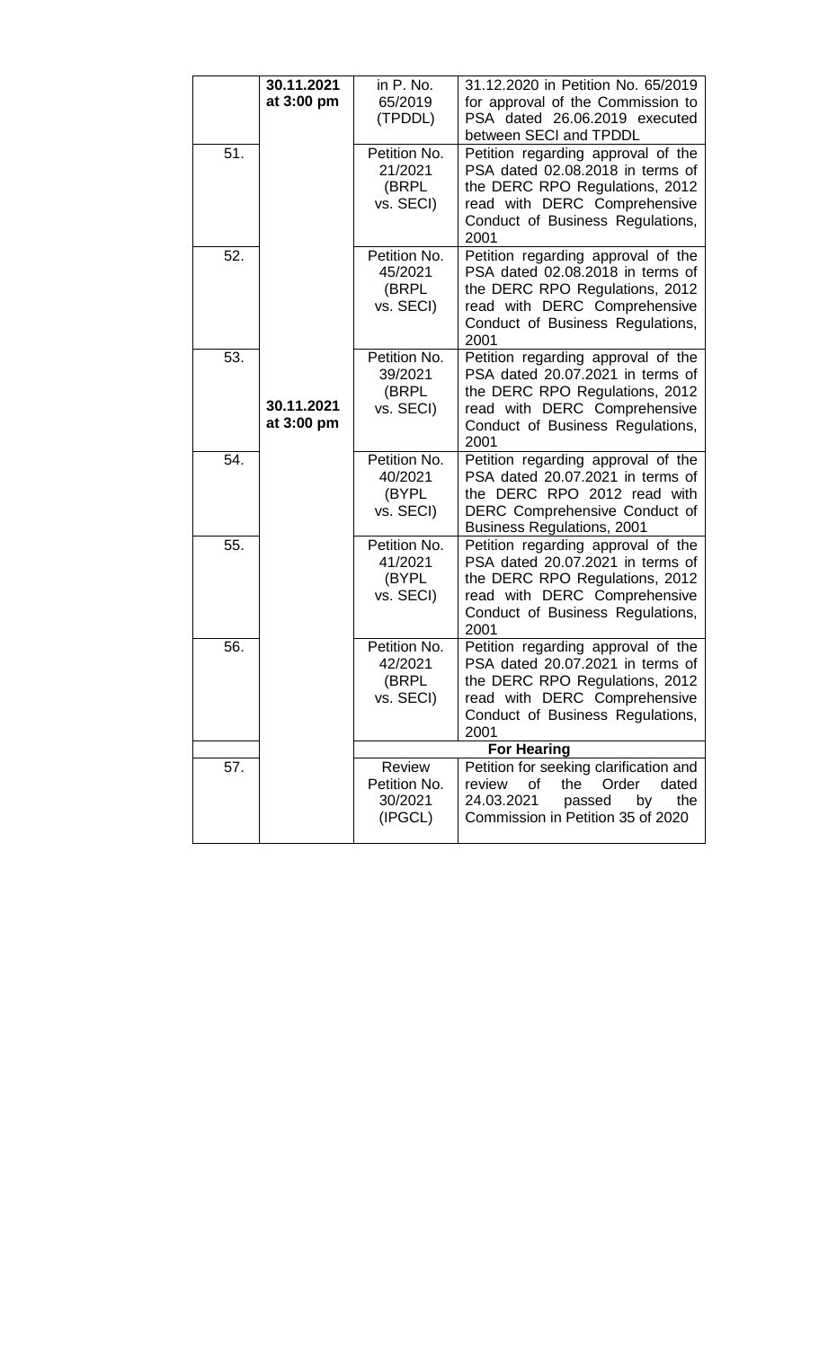| | | | |
|---|---|---|---|
| | **30.11.2021 at 3:00 pm** | in P. No. 65/2019 (TPDDL) | 31.12.2020 in Petition No. 65/2019 for approval of the Commission to PSA dated 26.06.2019 executed between SECI and TPDDL |
| 51. | | Petition No. 21/2021 (BRPL vs. SECI) | Petition regarding approval of the PSA dated 02.08.2018 in terms of the DERC RPO Regulations, 2012 read with DERC Comprehensive Conduct of Business Regulations, 2001 |
| 52. | | Petition No. 45/2021 (BRPL vs. SECI) | Petition regarding approval of the PSA dated 02.08.2018 in terms of the DERC RPO Regulations, 2012 read with DERC Comprehensive Conduct of Business Regulations, 2001 |
| 53. | **30.11.2021 at 3:00 pm** | Petition No. 39/2021 (BRPL vs. SECI) | Petition regarding approval of the PSA dated 20.07.2021 in terms of the DERC RPO Regulations, 2012 read with DERC Comprehensive Conduct of Business Regulations, 2001 |
| 54. | | Petition No. 40/2021 (BYPL vs. SECI) | Petition regarding approval of the PSA dated 20.07.2021 in terms of the DERC RPO 2012 read with DERC Comprehensive Conduct of Business Regulations, 2001 |
| 55. | | Petition No. 41/2021 (BYPL vs. SECI) | Petition regarding approval of the PSA dated 20.07.2021 in terms of the DERC RPO Regulations, 2012 read with DERC Comprehensive Conduct of Business Regulations, 2001 |
| 56. | | Petition No. 42/2021 (BRPL vs. SECI) | Petition regarding approval of the PSA dated 20.07.2021 in terms of the DERC RPO Regulations, 2012 read with DERC Comprehensive Conduct of Business Regulations, 2001 |
| | | **For Hearing** | |
| 57. | | Review Petition No. 30/2021 (IPGCL) | Petition for seeking clarification and review of the Order dated 24.03.2021 passed by the Commission in Petition 35 of 2020 |